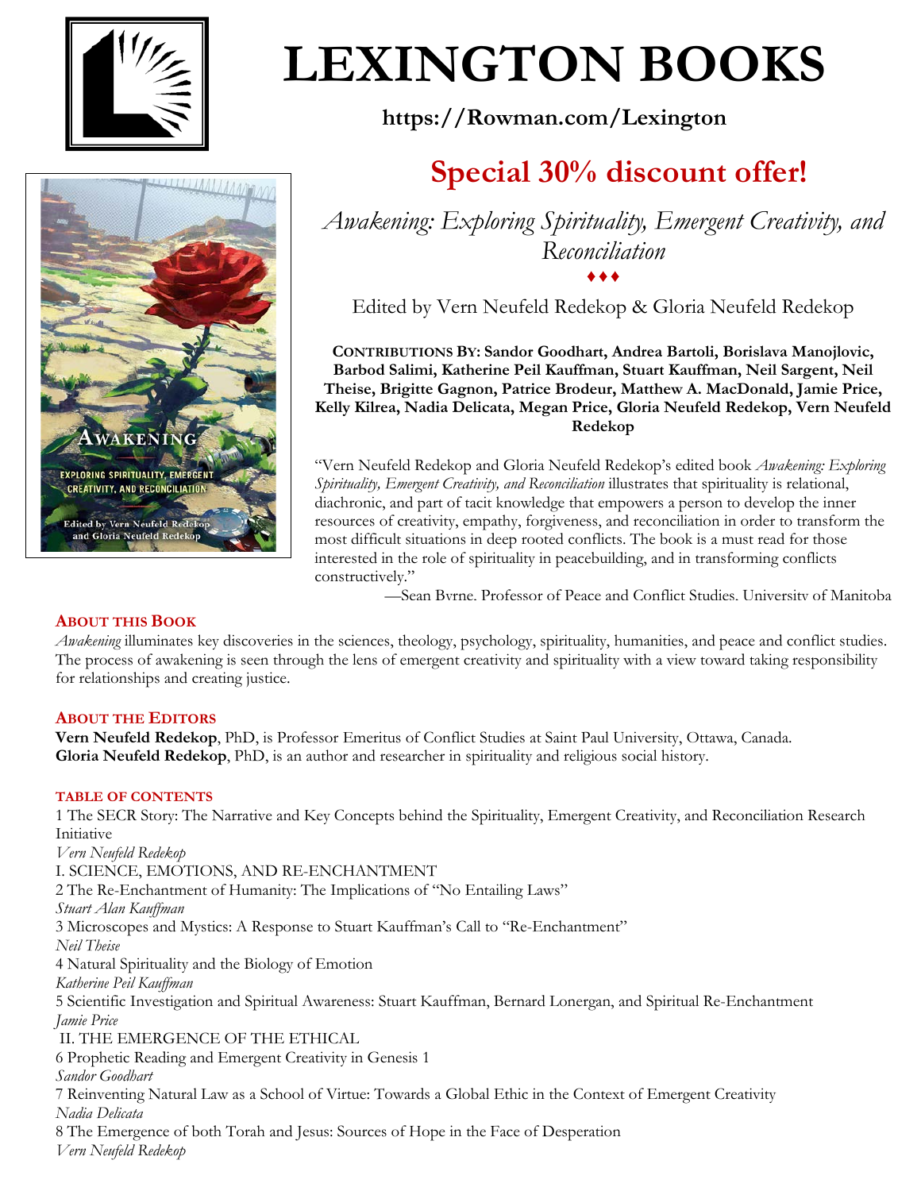# LEXINGTON BOOKS

**https://Rowman.com/Lexington**

## Special 30% discount offer!

*Awakening: Exploring Spirituality, Emergent Creativity, and Reconciliation*

♦♦♦

Edited by Vern Neufeld Redekop & Gloria Neufeld Redekop

**CONTRIBUTIONS BY: Sandor Goodhart, Andrea Bartoli, Borislava Manojlovic, Barbod Salimi, Katherine Peil Kauffman, Stuart Kauffman, Neil Sargent, Neil Theise, Brigitte Gagnon, Patrice Brodeur, Matthew A. MacDonald, Jamie Price, Kelly Kilrea, Nadia Delicata, Megan Price, Gloria Neufeld Redekop, Vern Neufeld Redekop**

"Vern Neufeld Redekop and Gloria Neufeld Redekop's edited book *Awakening: Exploring Spirituality, Emergent Creativity, and Reconciliation* illustrates that spirituality is relational, diachronic, and part of tacit knowledge that empowers a person to develop the inner resources of creativity, empathy, forgiveness, and reconciliation in order to transform the most difficult situations in deep rooted conflicts. The book is a must read for those interested in the role of spirituality in peacebuilding, and in transforming conflicts constructively."

—Sean Byrne, Professor of Peace and Conflict Studies, University of Manitoba

### ABOUT THIS BOOK

*Awakening* illuminates key discoveries in the sciences, theology, psychology, spirituality, humanities, and peace and conflict studies. The process of awakening is seen through the lens of emergent creativity and spirituality with a view toward taking responsibility for relationships and creating justice.

### ABOUT THE EDITORS

**Vern Neufeld Redekop**, PhD, is Professor Emeritus of Conflict Studies at Saint Paul University, Ottawa, Canada.
**Gloria Neufeld Redekop**, PhD, is an author and researcher in spirituality and religious social history.

### TABLE OF CONTENTS

1 The SECR Story: The Narrative and Key Concepts behind the Spirituality, Emergent Creativity, and Reconciliation Research Initiative
*Vern Neufeld Redekop*

I. SCIENCE, EMOTIONS, AND RE-ENCHANTMENT

2 The Re-Enchantment of Humanity: The Implications of "No Entailing Laws"
*Stuart Alan Kauffman*

3 Microscopes and Mystics: A Response to Stuart Kauffman's Call to "Re-Enchantment"
*Neil Theise*

4 Natural Spirituality and the Biology of Emotion
*Katherine Peil Kauffman*

5 Scientific Investigation and Spiritual Awareness: Stuart Kauffman, Bernard Lonergan, and Spiritual Re-Enchantment
*Jamie Price*

II. THE EMERGENCE OF THE ETHICAL

6 Prophetic Reading and Emergent Creativity in Genesis 1
*Sandor Goodhart*

7 Reinventing Natural Law as a School of Virtue: Towards a Global Ethic in the Context of Emergent Creativity
*Nadia Delicata*

8 The Emergence of both Torah and Jesus: Sources of Hope in the Face of Desperation
*Vern Neufeld Redekop*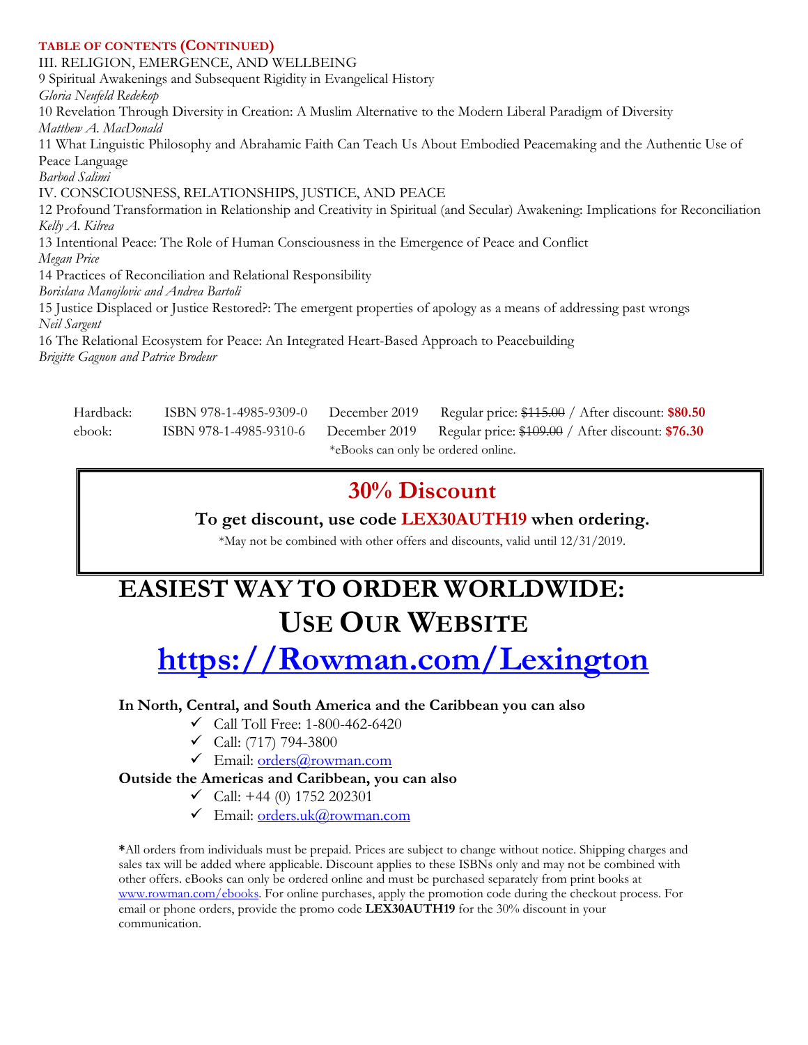**TABLE OF CONTENTS (CONTINUED)**

III. RELIGION, EMERGENCE, AND WELLBEING

9 Spiritual Awakenings and Subsequent Rigidity in Evangelical History
*Gloria Neufeld Redekop*

10 Revelation Through Diversity in Creation: A Muslim Alternative to the Modern Liberal Paradigm of Diversity
*Matthew A. MacDonald*

11 What Linguistic Philosophy and Abrahamic Faith Can Teach Us About Embodied Peacemaking and the Authentic Use of Peace Language
*Barbod Salimi*

IV. CONSCIOUSNESS, RELATIONSHIPS, JUSTICE, AND PEACE

12 Profound Transformation in Relationship and Creativity in Spiritual (and Secular) Awakening: Implications for Reconciliation
*Kelly A. Kilrea*

13 Intentional Peace: The Role of Human Consciousness in the Emergence of Peace and Conflict
*Megan Price*

14 Practices of Reconciliation and Relational Responsibility
*Borislava Manojlovic and Andrea Bartoli*

15 Justice Displaced or Justice Restored?: The emergent properties of apology as a means of addressing past wrongs
*Neil Sargent*

16 The Relational Ecosystem for Peace: An Integrated Heart-Based Approach to Peacebuilding
*Brigitte Gagnon and Patrice Brodeur*

| | | | |
|---|---|---|---|
| Hardback: | ISBN 978-1-4985-9309-0 | December 2019 | Regular price: ~~$115.00~~ / After discount: **$80.50** |
| ebook: | ISBN 978-1-4985-9310-6 | December 2019 | Regular price: ~~$109.00~~ / After discount: **$76.30** |

*eBooks can only be ordered online.

## 30% Discount

**To get discount, use code LEX30AUTH19 when ordering.**

*May not be combined with other offers and discounts, valid until 12/31/2019.

# EASIEST WAY TO ORDER WORLDWIDE: USE OUR WEBSITE

# https://Rowman.com/Lexington

**In North, Central, and South America and the Caribbean you can also**

- ✓ Call Toll Free: 1-800-462-6420
- ✓ Call: (717) 794-3800
- ✓ Email: orders@rowman.com

**Outside the Americas and Caribbean, you can also**

- ✓ Call: +44 (0) 1752 202301
- ✓ Email: orders.uk@rowman.com

**\***All orders from individuals must be prepaid. Prices are subject to change without notice. Shipping charges and sales tax will be added where applicable. Discount applies to these ISBNs only and may not be combined with other offers. eBooks can only be ordered online and must be purchased separately from print books at www.rowman.com/ebooks. For online purchases, apply the promotion code during the checkout process. For email or phone orders, provide the promo code **LEX30AUTH19** for the 30% discount in your communication.